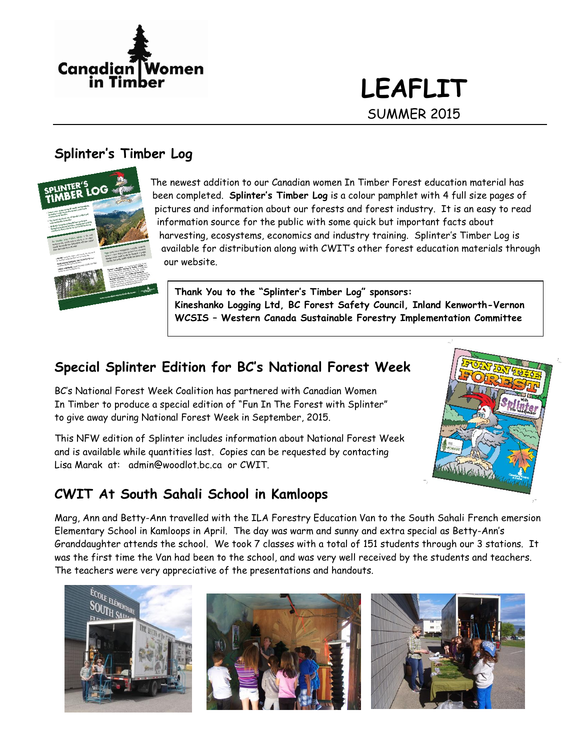# LEAFLIT

SUMMER 2015

## Splinter's Timber Log

The newest addition to our Canadian women In Timber Forest education material has been completed. **Splinter's Timber Log** is a colour pamphlet with 4 full size pages of pictures and information about our forests and forest industry. It is an easy to read information source for the public with some quick but important facts about harvesting, ecosystems, economics and industry training. Splinter's Timber Log is available for distribution along with CWIT's other forest education materials through our website.

**Thank You to the "Splinter's Timber Log" sponsors:**
**Kineshanko Logging Ltd, BC Forest Safety Council, Inland Kenworth-Vernon**
**WCSIS – Western Canada Sustainable Forestry Implementation Committee**

## Special Splinter Edition for BC's National Forest Week

BC's National Forest Week Coalition has partnered with Canadian Women In Timber to produce a special edition of "Fun In The Forest with Splinter" to give away during National Forest Week in September, 2015.

This NFW edition of Splinter includes information about National Forest Week and is available while quantities last. Copies can be requested by contacting Lisa Marak at: admin@woodlot.bc.ca or CWIT.

## CWIT At South Sahali School in Kamloops

Marg, Ann and Betty-Ann travelled with the ILA Forestry Education Van to the South Sahali French emersion Elementary School in Kamloops in April. The day was warm and sunny and extra special as Betty-Ann's Granddaughter attends the school. We took 7 classes with a total of 151 students through our 3 stations. It was the first time the Van had been to the school, and was very well received by the students and teachers. The teachers were very appreciative of the presentations and handouts.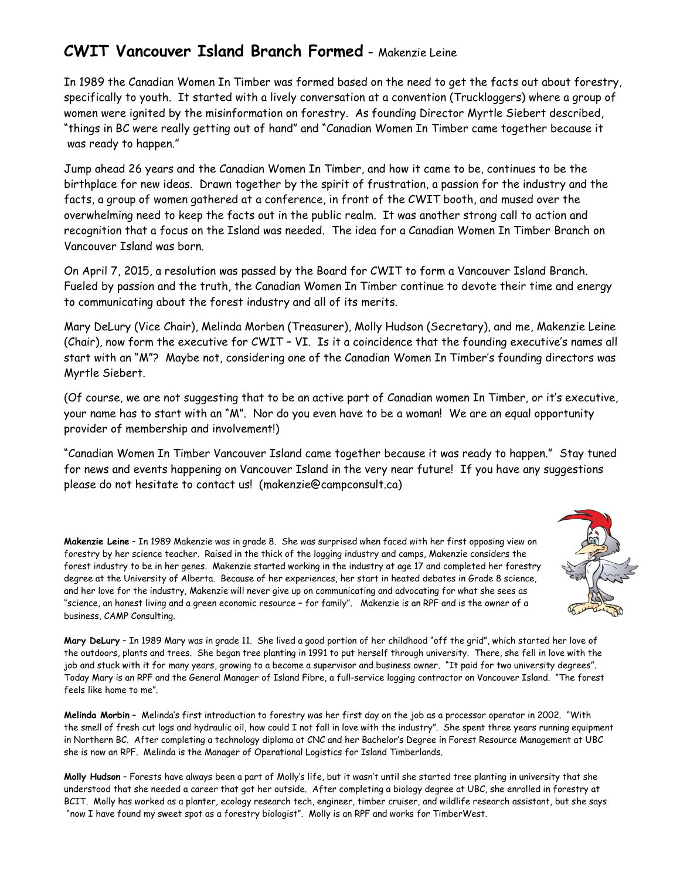## CWIT Vancouver Island Branch Formed – Makenzie Leine

In 1989 the Canadian Women In Timber was formed based on the need to get the facts out about forestry, specifically to youth. It started with a lively conversation at a convention (Truckloggers) where a group of women were ignited by the misinformation on forestry. As founding Director Myrtle Siebert described, "things in BC were really getting out of hand" and "Canadian Women In Timber came together because it was ready to happen."

Jump ahead 26 years and the Canadian Women In Timber, and how it came to be, continues to be the birthplace for new ideas. Drawn together by the spirit of frustration, a passion for the industry and the facts, a group of women gathered at a conference, in front of the CWIT booth, and mused over the overwhelming need to keep the facts out in the public realm. It was another strong call to action and recognition that a focus on the Island was needed. The idea for a Canadian Women In Timber Branch on Vancouver Island was born.

On April 7, 2015, a resolution was passed by the Board for CWIT to form a Vancouver Island Branch. Fueled by passion and the truth, the Canadian Women In Timber continue to devote their time and energy to communicating about the forest industry and all of its merits.

Mary DeLury (Vice Chair), Melinda Morben (Treasurer), Molly Hudson (Secretary), and me, Makenzie Leine (Chair), now form the executive for CWIT – VI. Is it a coincidence that the founding executive's names all start with an "M"? Maybe not, considering one of the Canadian Women In Timber's founding directors was Myrtle Siebert.

(Of course, we are not suggesting that to be an active part of Canadian women In Timber, or it's executive, your name has to start with an "M". Nor do you even have to be a woman! We are an equal opportunity provider of membership and involvement!)

"Canadian Women In Timber Vancouver Island came together because it was ready to happen." Stay tuned for news and events happening on Vancouver Island in the very near future! If you have any suggestions please do not hesitate to contact us! (makenzie@campconsult.ca)

**Makenzie Leine** – In 1989 Makenzie was in grade 8. She was surprised when faced with her first opposing view on forestry by her science teacher. Raised in the thick of the logging industry and camps, Makenzie considers the forest industry to be in her genes. Makenzie started working in the industry at age 17 and completed her forestry degree at the University of Alberta. Because of her experiences, her start in heated debates in Grade 8 science, and her love for the industry, Makenzie will never give up on communicating and advocating for what she sees as "science, an honest living and a green economic resource – for family". Makenzie is an RPF and is the owner of a business, CAMP Consulting.

**Mary DeLury** – In 1989 Mary was in grade 11. She lived a good portion of her childhood "off the grid", which started her love of the outdoors, plants and trees. She began tree planting in 1991 to put herself through university. There, she fell in love with the job and stuck with it for many years, growing to a become a supervisor and business owner. "It paid for two university degrees". Today Mary is an RPF and the General Manager of Island Fibre, a full-service logging contractor on Vancouver Island. "The forest feels like home to me".

**Melinda Morbin** – Melinda's first introduction to forestry was her first day on the job as a processor operator in 2002. "With the smell of fresh cut logs and hydraulic oil, how could I not fall in love with the industry". She spent three years running equipment in Northern BC. After completing a technology diploma at CNC and her Bachelor's Degree in Forest Resource Management at UBC she is now an RPF. Melinda is the Manager of Operational Logistics for Island Timberlands.

**Molly Hudson** – Forests have always been a part of Molly's life, but it wasn't until she started tree planting in university that she understood that she needed a career that got her outside. After completing a biology degree at UBC, she enrolled in forestry at BCIT. Molly has worked as a planter, ecology research tech, engineer, timber cruiser, and wildlife research assistant, but she says "now I have found my sweet spot as a forestry biologist". Molly is an RPF and works for TimberWest.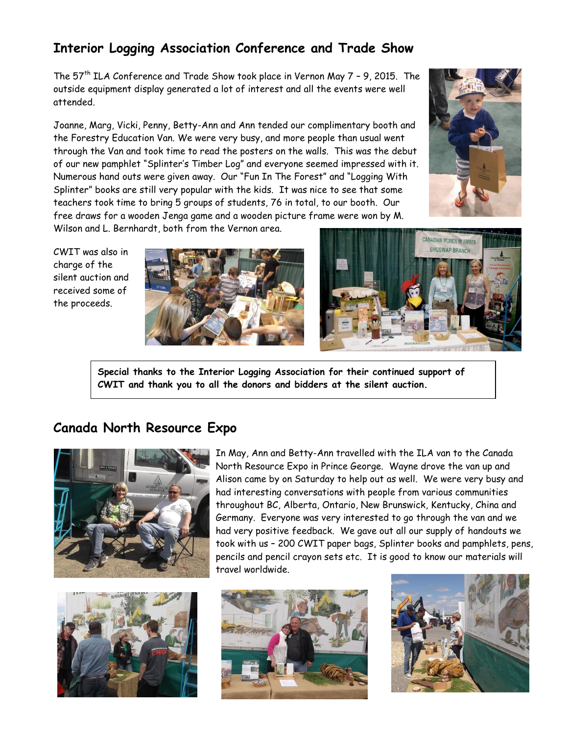## Interior Logging Association Conference and Trade Show

The 57th ILA Conference and Trade Show took place in Vernon May 7 – 9, 2015. The outside equipment display generated a lot of interest and all the events were well attended.

Joanne, Marg, Vicki, Penny, Betty-Ann and Ann tended our complimentary booth and the Forestry Education Van. We were very busy, and more people than usual went through the Van and took time to read the posters on the walls. This was the debut of our new pamphlet "Splinter's Timber Log" and everyone seemed impressed with it. Numerous hand outs were given away. Our "Fun In The Forest" and "Logging With Splinter" books are still very popular with the kids. It was nice to see that some teachers took time to bring 5 groups of students, 76 in total, to our booth. Our free draws for a wooden Jenga game and a wooden picture frame were won by M. Wilson and L. Bernhardt, both from the Vernon area.

CWIT was also in charge of the silent auction and received some of the proceeds.

**Special thanks to the Interior Logging Association for their continued support of CWIT and thank you to all the donors and bidders at the silent auction.**

## Canada North Resource Expo

In May, Ann and Betty-Ann travelled with the ILA van to the Canada North Resource Expo in Prince George. Wayne drove the van up and Alison came by on Saturday to help out as well. We were very busy and had interesting conversations with people from various communities throughout BC, Alberta, Ontario, New Brunswick, Kentucky, China and Germany. Everyone was very interested to go through the van and we had very positive feedback. We gave out all our supply of handouts we took with us – 200 CWIT paper bags, Splinter books and pamphlets, pens, pencils and pencil crayon sets etc. It is good to know our materials will travel worldwide.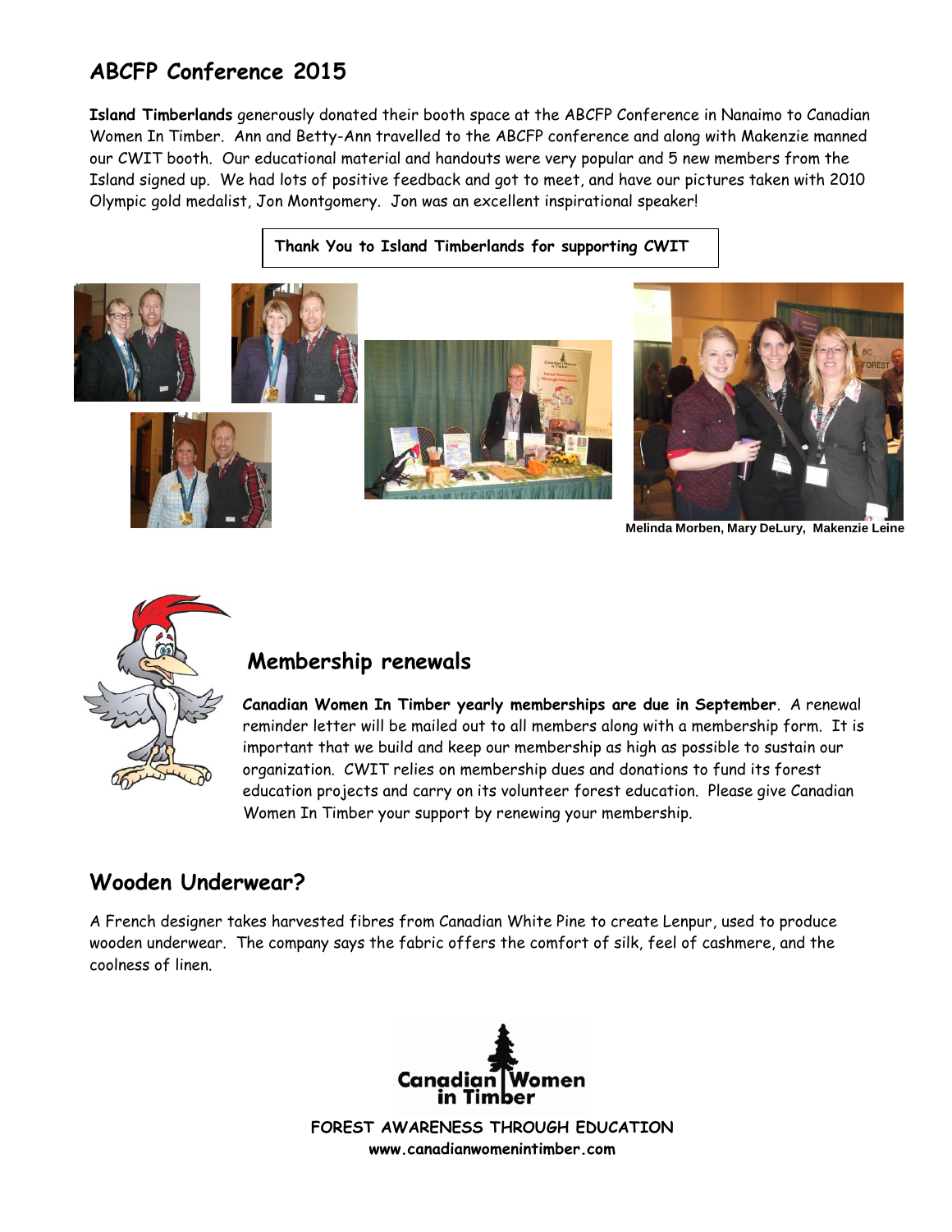## ABCFP Conference 2015

**Island Timberlands** generously donated their booth space at the ABCFP Conference in Nanaimo to Canadian Women In Timber. Ann and Betty-Ann travelled to the ABCFP conference and along with Makenzie manned our CWIT booth. Our educational material and handouts were very popular and 5 new members from the Island signed up. We had lots of positive feedback and got to meet, and have our pictures taken with 2010 Olympic gold medalist, Jon Montgomery. Jon was an excellent inspirational speaker!

**Thank You to Island Timberlands for supporting CWIT**

Melinda Morben, Mary DeLury, Makenzie Leine

## Membership renewals

**Canadian Women In Timber yearly memberships are due in September**. A renewal reminder letter will be mailed out to all members along with a membership form. It is important that we build and keep our membership as high as possible to sustain our organization. CWIT relies on membership dues and donations to fund its forest education projects and carry on its volunteer forest education. Please give Canadian Women In Timber your support by renewing your membership.

## Wooden Underwear?

A French designer takes harvested fibres from Canadian White Pine to create Lenpur, used to produce wooden underwear. The company says the fabric offers the comfort of silk, feel of cashmere, and the coolness of linen.

Canadian Women in Timber

FOREST AWARENESS THROUGH EDUCATION

www.canadianwomenintimber.com